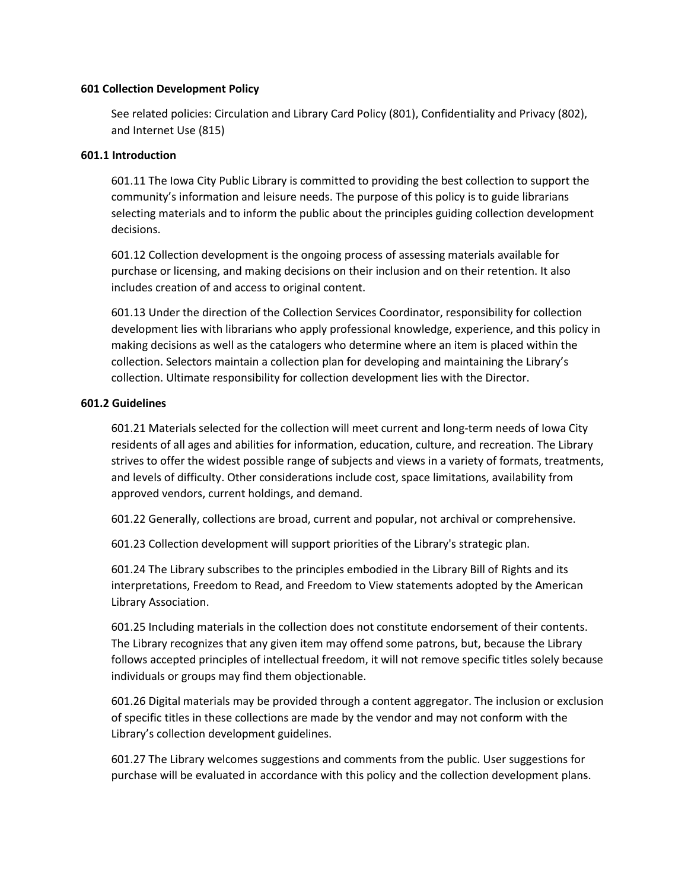**601 Collection Development Policy**

See related policies: Circulation and Library Card Policy (801), Confidentiality and Privacy (802), and Internet Use (815)

**601.1 Introduction**

601.11 The Iowa City Public Library is committed to providing the best collection to support the community's information and leisure needs. The purpose of this policy is to guide librarians selecting materials and to inform the public about the principles guiding collection development decisions.

601.12 Collection development is the ongoing process of assessing materials available for purchase or licensing, and making decisions on their inclusion and on their retention. It also includes creation of and access to original content.

601.13 Under the direction of the Collection Services Coordinator, responsibility for collection development lies with librarians who apply professional knowledge, experience, and this policy in making decisions as well as the catalogers who determine where an item is placed within the collection. Selectors maintain a collection plan for developing and maintaining the Library's collection. Ultimate responsibility for collection development lies with the Director.

**601.2 Guidelines**

601.21 Materials selected for the collection will meet current and long-term needs of Iowa City residents of all ages and abilities for information, education, culture, and recreation. The Library strives to offer the widest possible range of subjects and views in a variety of formats, treatments, and levels of difficulty. Other considerations include cost, space limitations, availability from approved vendors, current holdings, and demand.

601.22 Generally, collections are broad, current and popular, not archival or comprehensive.

601.23 Collection development will support priorities of the Library's strategic plan.

601.24 The Library subscribes to the principles embodied in the Library Bill of Rights and its interpretations, Freedom to Read, and Freedom to View statements adopted by the American Library Association.

601.25 Including materials in the collection does not constitute endorsement of their contents. The Library recognizes that any given item may offend some patrons, but, because the Library follows accepted principles of intellectual freedom, it will not remove specific titles solely because individuals or groups may find them objectionable.

601.26 Digital materials may be provided through a content aggregator. The inclusion or exclusion of specific titles in these collections are made by the vendor and may not conform with the Library's collection development guidelines.

601.27 The Library welcomes suggestions and comments from the public. User suggestions for purchase will be evaluated in accordance with this policy and the collection development plans.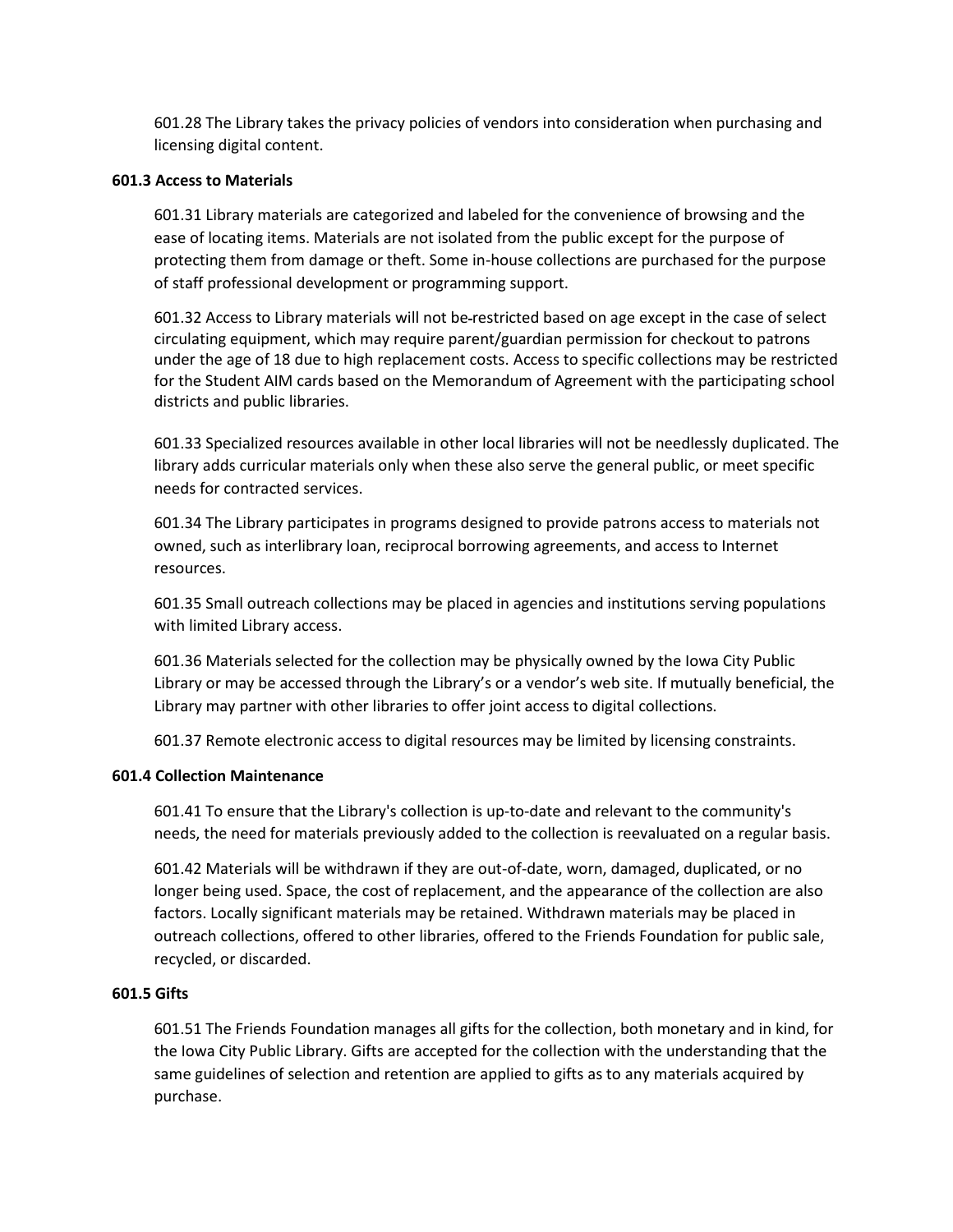601.28 The Library takes the privacy policies of vendors into consideration when purchasing and licensing digital content.

**601.3 Access to Materials**

601.31 Library materials are categorized and labeled for the convenience of browsing and the ease of locating items. Materials are not isolated from the public except for the purpose of protecting them from damage or theft. Some in-house collections are purchased for the purpose of staff professional development or programming support.

601.32 Access to Library materials will not be restricted based on age except in the case of select circulating equipment, which may require parent/guardian permission for checkout to patrons under the age of 18 due to high replacement costs. Access to specific collections may be restricted for the Student AIM cards based on the Memorandum of Agreement with the participating school districts and public libraries.

601.33 Specialized resources available in other local libraries will not be needlessly duplicated. The library adds curricular materials only when these also serve the general public, or meet specific needs for contracted services.

601.34 The Library participates in programs designed to provide patrons access to materials not owned, such as interlibrary loan, reciprocal borrowing agreements, and access to Internet resources.

601.35 Small outreach collections may be placed in agencies and institutions serving populations with limited Library access.

601.36 Materials selected for the collection may be physically owned by the Iowa City Public Library or may be accessed through the Library's or a vendor's web site. If mutually beneficial, the Library may partner with other libraries to offer joint access to digital collections.

601.37 Remote electronic access to digital resources may be limited by licensing constraints.

**601.4 Collection Maintenance**

601.41 To ensure that the Library's collection is up-to-date and relevant to the community's needs, the need for materials previously added to the collection is reevaluated on a regular basis.

601.42 Materials will be withdrawn if they are out-of-date, worn, damaged, duplicated, or no longer being used. Space, the cost of replacement, and the appearance of the collection are also factors. Locally significant materials may be retained. Withdrawn materials may be placed in outreach collections, offered to other libraries, offered to the Friends Foundation for public sale, recycled, or discarded.

**601.5 Gifts**

601.51 The Friends Foundation manages all gifts for the collection, both monetary and in kind, for the Iowa City Public Library. Gifts are accepted for the collection with the understanding that the same guidelines of selection and retention are applied to gifts as to any materials acquired by purchase.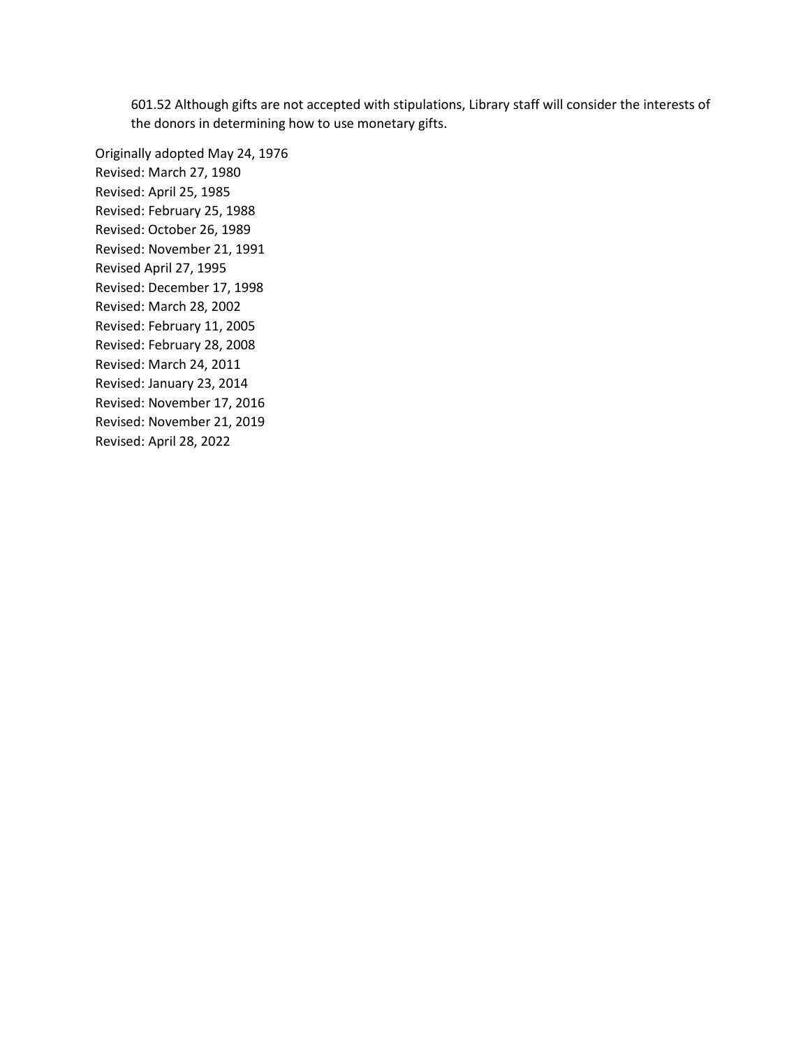601.52 Although gifts are not accepted with stipulations, Library staff will consider the interests of the donors in determining how to use monetary gifts.

Originally adopted May 24, 1976
Revised: March 27, 1980
Revised: April 25, 1985
Revised: February 25, 1988
Revised: October 26, 1989
Revised: November 21, 1991
Revised April 27, 1995
Revised: December 17, 1998
Revised: March 28, 2002
Revised: February 11, 2005
Revised: February 28, 2008
Revised: March 24, 2011
Revised: January 23, 2014
Revised: November 17, 2016
Revised: November 21, 2019
Revised: April 28, 2022